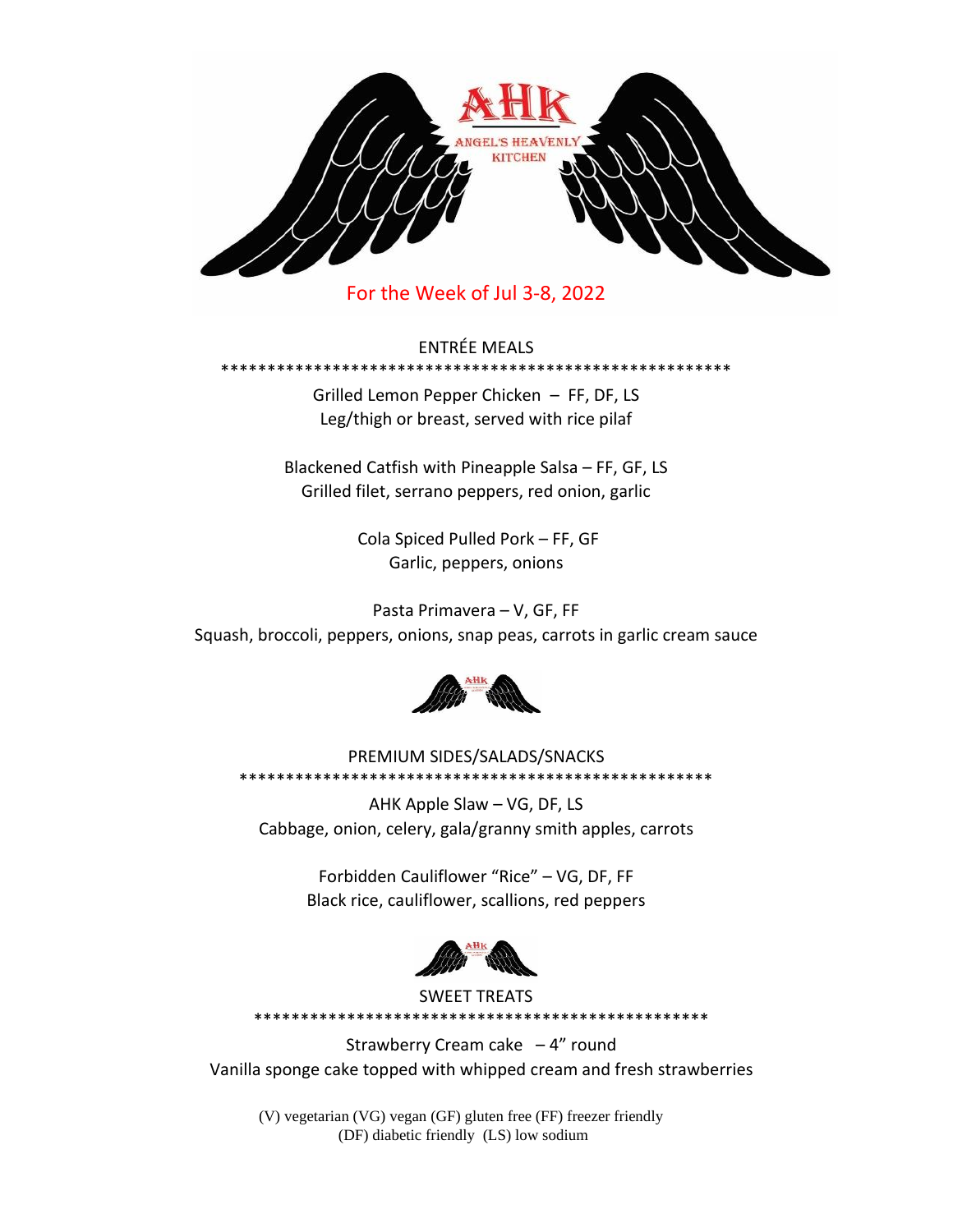# AHK

ANGEL'S HEAVENLY KITCHEN

For the Week of Jul 3-8, 2022

## ENTRÉE MEALS

********************************************************

Grilled Lemon Pepper Chicken – FF, DF, LS
Leg/thigh or breast, served with rice pilaf

Blackened Catfish with Pineapple Salsa – FF, GF, LS
Grilled filet, serrano peppers, red onion, garlic

Cola Spiced Pulled Pork – FF, GF
Garlic, peppers, onions

Pasta Primavera – V, GF, FF
Squash, broccoli, peppers, onions, snap peas, carrots in garlic cream sauce

## PREMIUM SIDES/SALADS/SNACKS

****************************************************

AHK Apple Slaw – VG, DF, LS
Cabbage, onion, celery, gala/granny smith apples, carrots

Forbidden Cauliflower "Rice" – VG, DF, FF
Black rice, cauliflower, scallions, red peppers

## SWEET TREATS

**************************************************

Strawberry Cream cake – 4" round
Vanilla sponge cake topped with whipped cream and fresh strawberries

(V) vegetarian (VG) vegan (GF) gluten free (FF) freezer friendly
(DF) diabetic friendly (LS) low sodium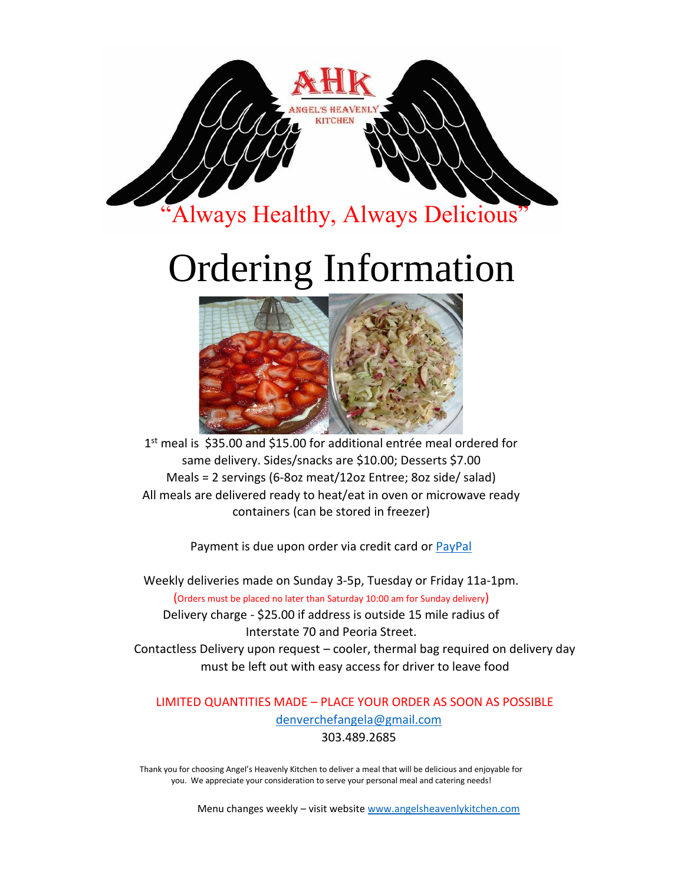AHK

ANGEL'S HEAVENLY KITCHEN

"Always Healthy, Always Delicious"

# Ordering Information

1st meal is $35.00 and $15.00 for additional entrée meal ordered for same delivery. Sides/snacks are $10.00; Desserts $7.00

Meals = 2 servings (6-8oz meat/12oz Entree; 8oz side/ salad)

All meals are delivered ready to heat/eat in oven or microwave ready containers (can be stored in freezer)

Payment is due upon order via credit card or PayPal

Weekly deliveries made on Sunday 3-5p, Tuesday or Friday 11a-1pm.

(Orders must be placed no later than Saturday 10:00 am for Sunday delivery)

Delivery charge - $25.00 if address is outside 15 mile radius of Interstate 70 and Peoria Street.

Contactless Delivery upon request – cooler, thermal bag required on delivery day must be left out with easy access for driver to leave food

LIMITED QUANTITIES MADE – PLACE YOUR ORDER AS SOON AS POSSIBLE

denverchefangela@gmail.com

303.489.2685

Thank you for choosing Angel's Heavenly Kitchen to deliver a meal that will be delicious and enjoyable for you. We appreciate your consideration to serve your personal meal and catering needs!

Menu changes weekly – visit website www.angelsheavenlykitchen.com